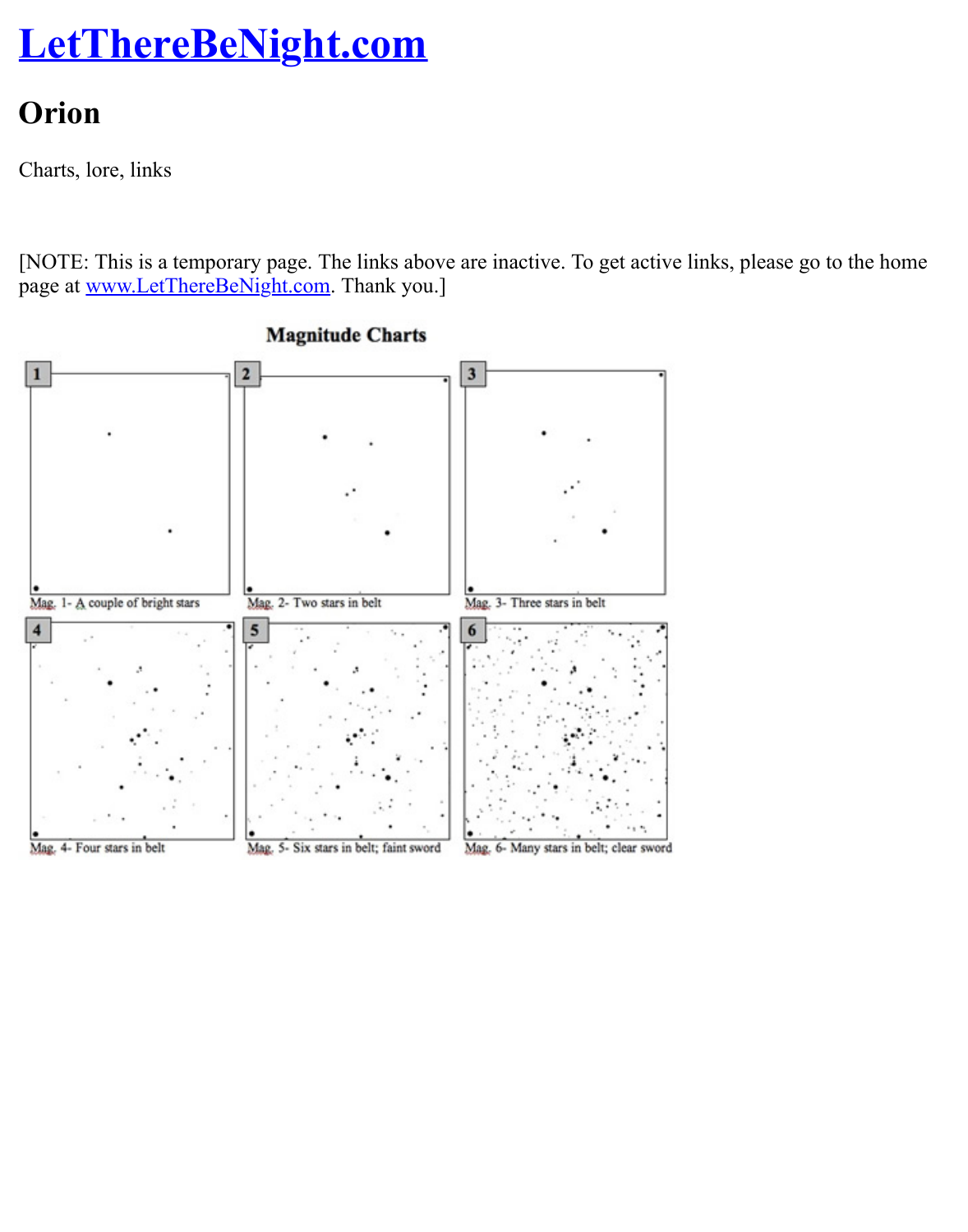# [LetThereBeNight.com](http://www.LetThereBeNight.com)

## Orion

Charts, lore, links

[NOTE: This is a temporary page. The links above are inactive. To get active links, please go to the home page at [www.LetThereBeNight.com](http://www.LetThereBeNight.com). Thank you.]

**Magnitude Charts**

1 — Mag. 1- A couple of bright stars

2 — Mag. 2- Two stars in belt

3 — Mag. 3- Three stars in belt

4 — Mag. 4- Four stars in belt

5 — Mag. 5- Six stars in belt; faint sword

6 — Mag. 6- Many stars in belt; clear sword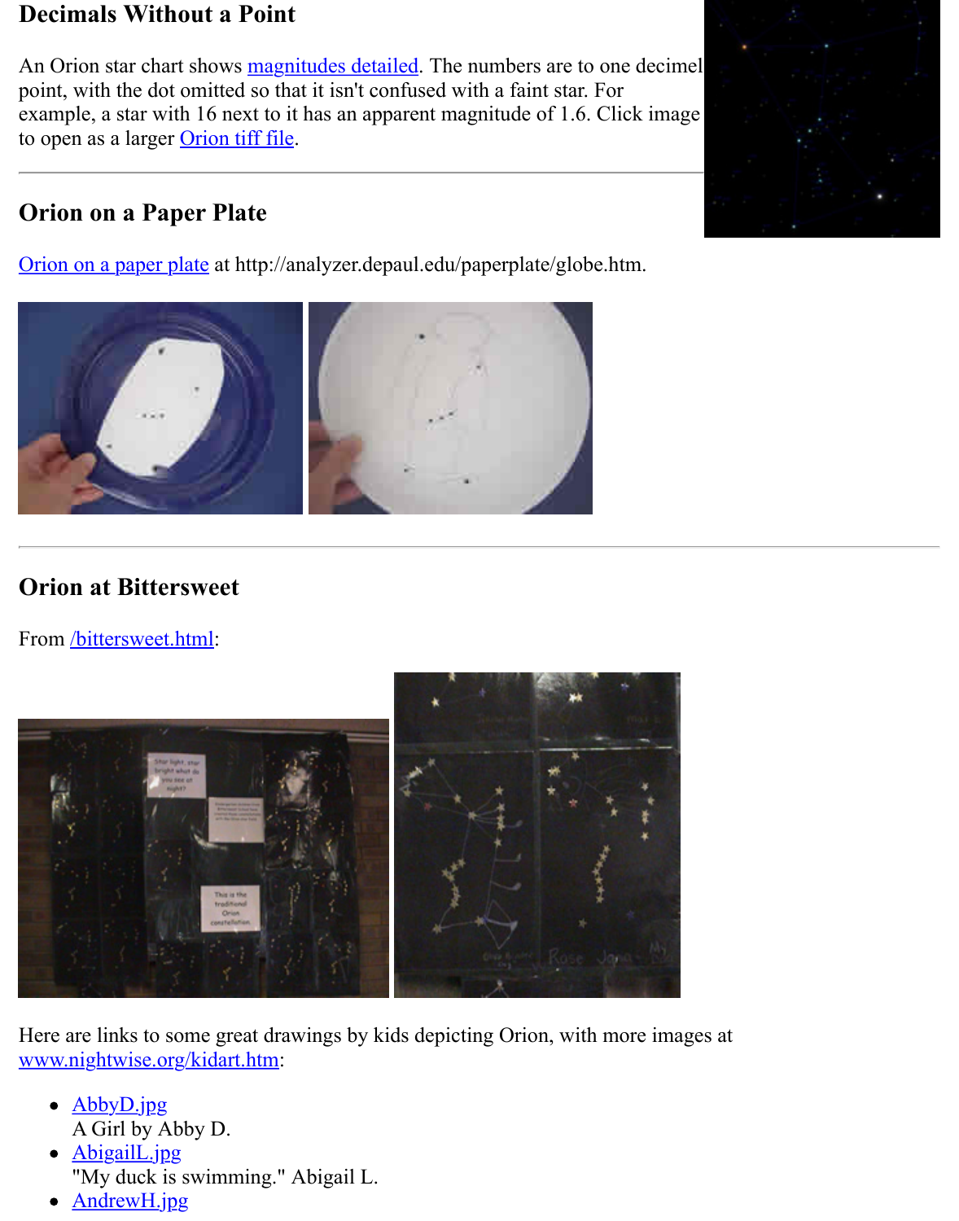## Decimals Without a Point

An Orion star chart shows magnitudes detailed. The numbers are to one decimel point, with the dot omitted so that it isn't confused with a faint star. For example, a star with 16 next to it has an apparent magnitude of 1.6. Click image to open as a larger Orion tiff file.

---

## Orion on a Paper Plate

Orion on a paper plate at http://analyzer.depaul.edu/paperplate/globe.htm.

---

## Orion at Bittersweet

From /bittersweet.html:

Here are links to some great drawings by kids depicting Orion, with more images at www.nightwise.org/kidart.htm:

- AbbyD.jpg
  A Girl by Abby D.
- AbigailL.jpg
  "My duck is swimming." Abigail L.
- AndrewH.jpg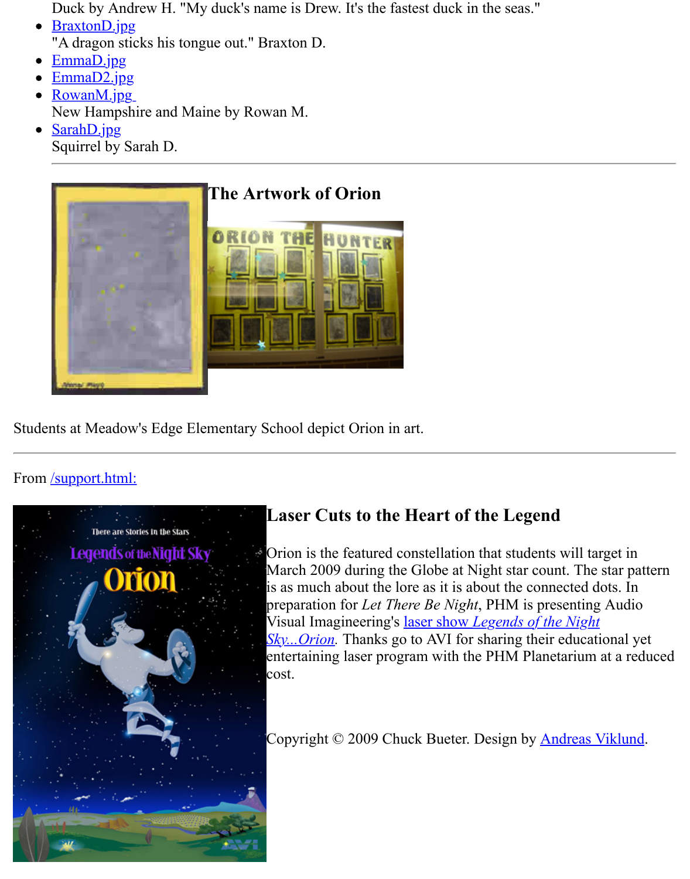Duck by Andrew H. "My duck's name is Drew. It's the fastest duck in the seas."

- BraxtonD.jpg
  "A dragon sticks his tongue out." Braxton D.
- EmmaD.jpg
- EmmaD2.jpg
- RowanM.jpg
  New Hampshire and Maine by Rowan M.
- SarahD.jpg
  Squirrel by Sarah D.

---

### The Artwork of Orion

Students at Meadow's Edge Elementary School depict Orion in art.

---

From /support.html:

### Laser Cuts to the Heart of the Legend

Orion is the featured constellation that students will target in March 2009 during the Globe at Night star count. The star pattern is as much about the lore as it is about the connected dots. In preparation for *Let There Be Night*, PHM is presenting Audio Visual Imagineering's laser show *Legends of the Night Sky...Orion*. Thanks go to AVI for sharing their educational yet entertaining laser program with the PHM Planetarium at a reduced cost.

Copyright © 2009 Chuck Bueter. Design by Andreas Viklund.